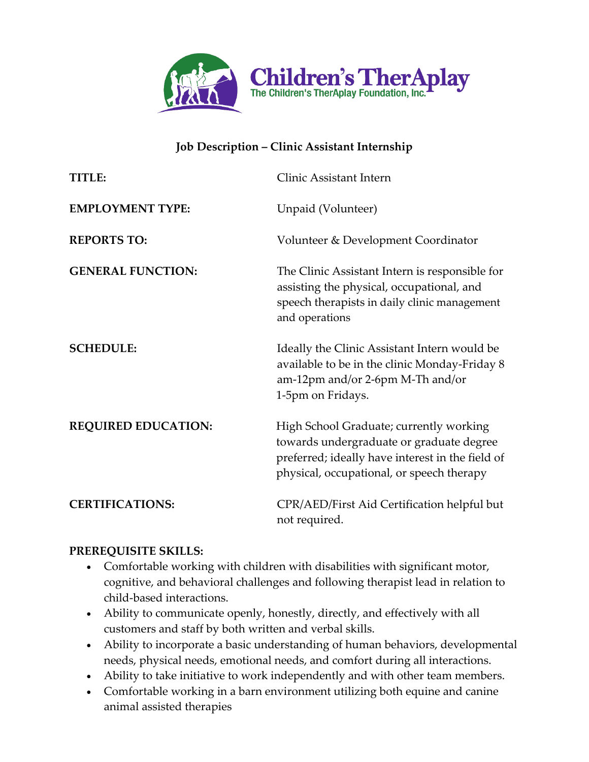**Children's TherAplay**
The Children's TherAplay Foundation, Inc.

## Job Description – Clinic Assistant Internship

| | |
|---|---|
| **TITLE:** | Clinic Assistant Intern |
| **EMPLOYMENT TYPE:** | Unpaid (Volunteer) |
| **REPORTS TO:** | Volunteer & Development Coordinator |
| **GENERAL FUNCTION:** | The Clinic Assistant Intern is responsible for assisting the physical, occupational, and speech therapists in daily clinic management and operations |
| **SCHEDULE:** | Ideally the Clinic Assistant Intern would be available to be in the clinic Monday-Friday 8 am-12pm and/or 2-6pm M-Th and/or 1-5pm on Fridays. |
| **REQUIRED EDUCATION:** | High School Graduate; currently working towards undergraduate or graduate degree preferred; ideally have interest in the field of physical, occupational, or speech therapy |
| **CERTIFICATIONS:** | CPR/AED/First Aid Certification helpful but not required. |

**PREREQUISITE SKILLS:**

- Comfortable working with children with disabilities with significant motor, cognitive, and behavioral challenges and following therapist lead in relation to child-based interactions.
- Ability to communicate openly, honestly, directly, and effectively with all customers and staff by both written and verbal skills.
- Ability to incorporate a basic understanding of human behaviors, developmental needs, physical needs, emotional needs, and comfort during all interactions.
- Ability to take initiative to work independently and with other team members.
- Comfortable working in a barn environment utilizing both equine and canine animal assisted therapies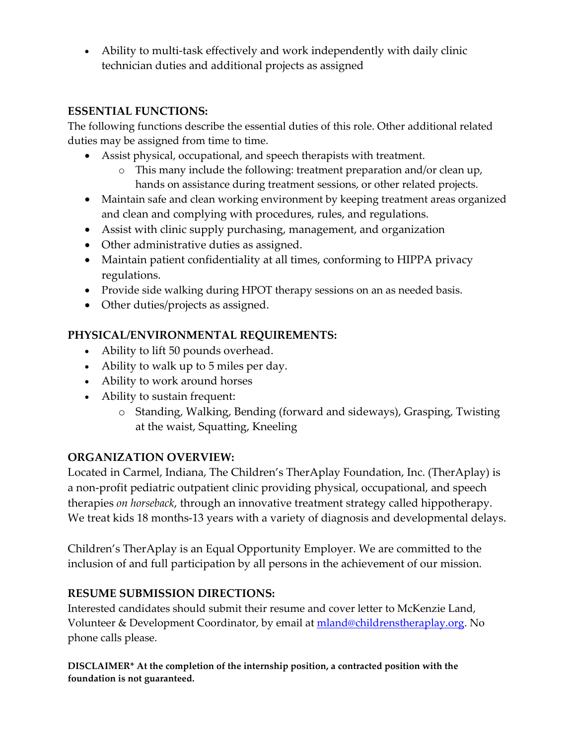- Ability to multi-task effectively and work independently with daily clinic technician duties and additional projects as assigned

**ESSENTIAL FUNCTIONS:**

The following functions describe the essential duties of this role. Other additional related duties may be assigned from time to time.

- Assist physical, occupational, and speech therapists with treatment.
  - This many include the following: treatment preparation and/or clean up, hands on assistance during treatment sessions, or other related projects.
- Maintain safe and clean working environment by keeping treatment areas organized and clean and complying with procedures, rules, and regulations.
- Assist with clinic supply purchasing, management, and organization
- Other administrative duties as assigned.
- Maintain patient confidentiality at all times, conforming to HIPPA privacy regulations.
- Provide side walking during HPOT therapy sessions on an as needed basis.
- Other duties/projects as assigned.

**PHYSICAL/ENVIRONMENTAL REQUIREMENTS:**

- Ability to lift 50 pounds overhead.
- Ability to walk up to 5 miles per day.
- Ability to work around horses
- Ability to sustain frequent:
  - Standing, Walking, Bending (forward and sideways), Grasping, Twisting at the waist, Squatting, Kneeling

**ORGANIZATION OVERVIEW:**

Located in Carmel, Indiana, The Children's TherAplay Foundation, Inc. (TherAplay) is a non-profit pediatric outpatient clinic providing physical, occupational, and speech therapies *on horseback*, through an innovative treatment strategy called hippotherapy. We treat kids 18 months-13 years with a variety of diagnosis and developmental delays.

Children's TherAplay is an Equal Opportunity Employer. We are committed to the inclusion of and full participation by all persons in the achievement of our mission.

**RESUME SUBMISSION DIRECTIONS:**

Interested candidates should submit their resume and cover letter to McKenzie Land, Volunteer & Development Coordinator, by email at mland@childrenstheraplay.org. No phone calls please.

**DISCLAIMER* At the completion of the internship position, a contracted position with the foundation is not guaranteed.**